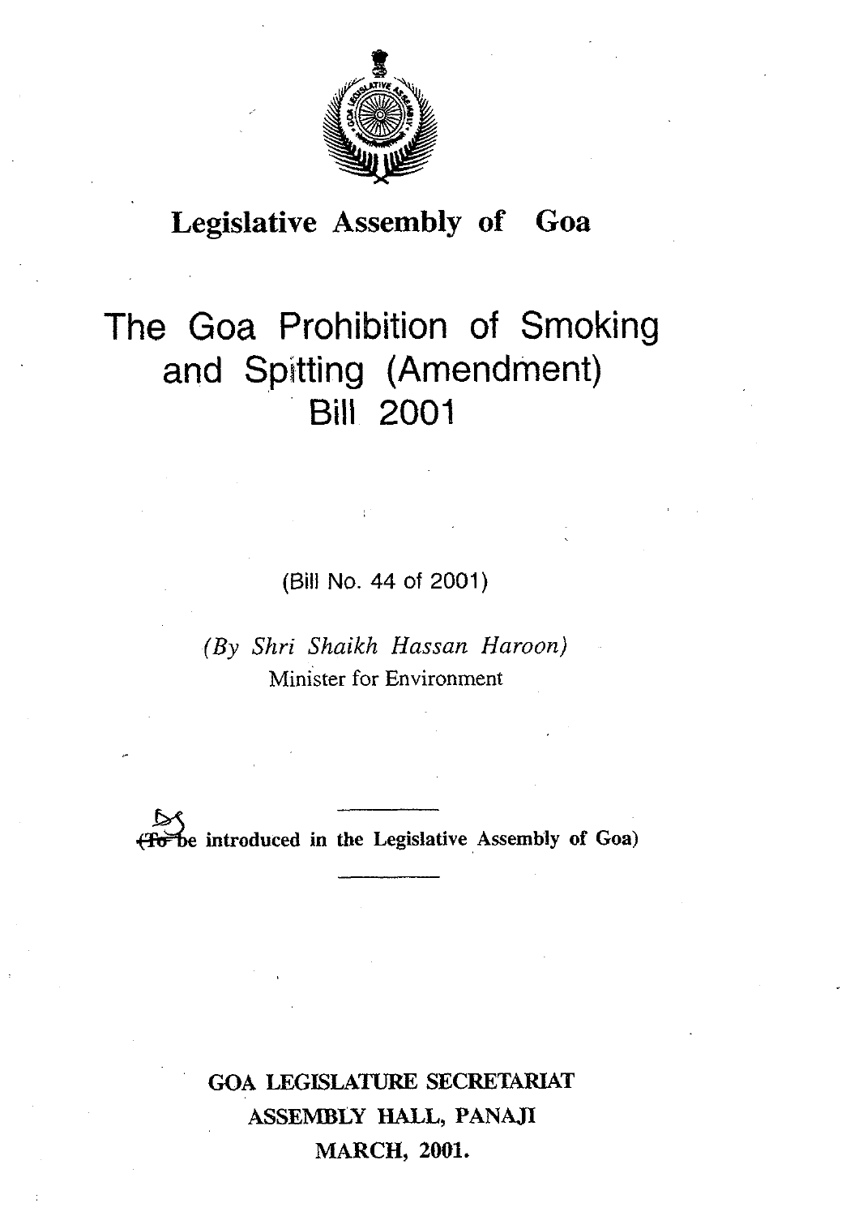**Legislative Assembly of Goa**

# The Goa Prohibition of Smoking and Spitting (Amendment) Bill 2001

(Bill No. 44 of 2001)

*(By Shri Shaikh Hassan Haroon)*
Minister for Environment

---

**(To be introduced in the Legislative Assembly of Goa)**

---

**GOA LEGISLATURE SECRETARIAT**
**ASSEMBLY HALL, PANAJI**
**MARCH, 2001.**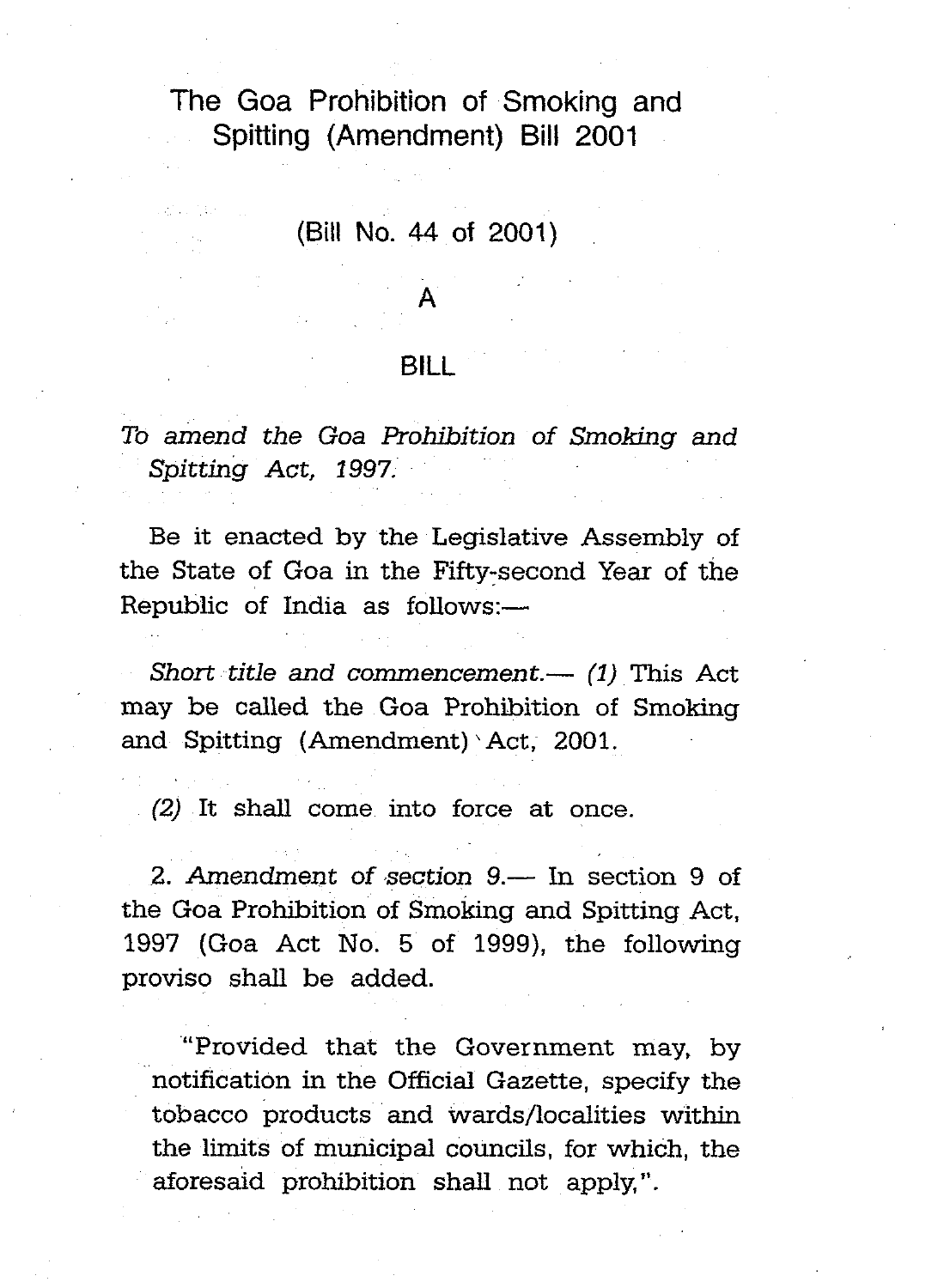# The Goa Prohibition of Smoking and Spitting (Amendment) Bill 2001

(Bill No. 44 of 2001)

A

BILL

*To amend the Goa Prohibition of Smoking and Spitting Act, 1997.*

Be it enacted by the Legislative Assembly of the State of Goa in the Fifty-second Year of the Republic of India as follows:—

*Short title and commencement.*— *(1)* This Act may be called the Goa Prohibition of Smoking and Spitting (Amendment) Act, 2001.

*(2)* It shall come into force at once.

2. *Amendment of section 9.*— In section 9 of the Goa Prohibition of Smoking and Spitting Act, 1997 (Goa Act No. 5 of 1999), the following proviso shall be added.

"Provided that the Government may, by notification in the Official Gazette, specify the tobacco products and wards/localities within the limits of municipal councils, for which, the aforesaid prohibition shall not apply,".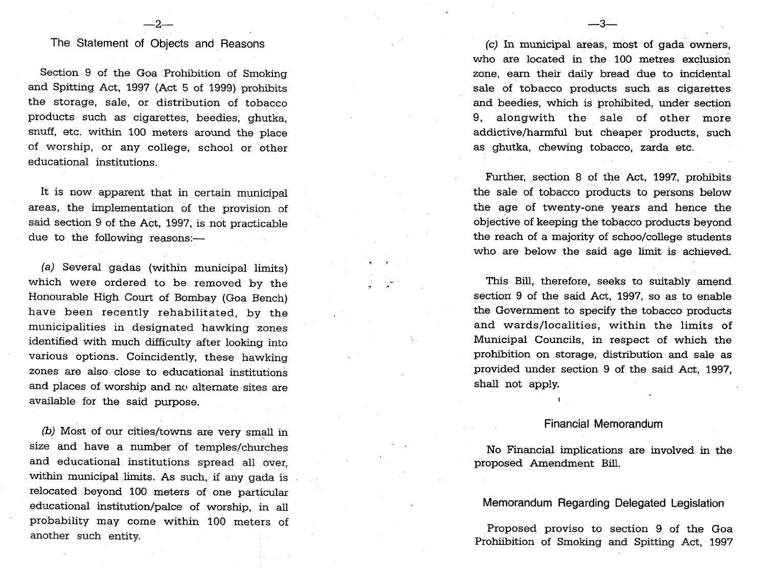## The Statement of Objects and Reasons

Section 9 of the Goa Prohibition of Smoking and Spitting Act, 1997 (Act 5 of 1999) prohibits the storage, sale, or distribution of tobacco products such as cigarettes, beedies, ghutka, snuff, etc. within 100 meters around the place of worship, or any college, school or other educational institutions.

It is now apparent that in certain municipal areas, the implementation of the provision of said section 9 of the Act, 1997, is not practicable due to the following reasons:—

*(a)* Several gadas (within municipal limits) which were ordered to be removed by the Honourable High Court of Bombay (Goa Bench) have been recently rehabilitated, by the municipalities in designated hawking zones identified with much difficulty after looking into various options. Coincidently, these hawking zones are also close to educational institutions and places of worship and no alternate sites are available for the said purpose.

*(b)* Most of our cities/towns are very small in size and have a number of temples/churches and educational institutions spread all over, within municipal limits. As such, if any gada is relocated beyond 100 meters of one particular educational institution/palce of worship, in all probability may come within 100 meters of another such entity.

*(c)* In municipal areas, most of gada owners, who are located in the 100 metres exclusion zone, earn their daily bread due to incidental sale of tobacco products such as cigarettes and beedies, which is prohibited, under section 9, alongwith the sale of other more addictive/harmful but cheaper products, such as ghutka, chewing tobacco, zarda etc.

Further, section 8 of the Act, 1997, prohibits the sale of tobacco products to persons below the age of twenty-one years and hence the objective of keeping the tobacco products beyond the reach of a majority of schoo/college students who are below the said age limit is achieved.

This Bill, therefore, seeks to suitably amend section 9 of the said Act, 1997, so as to enable the Government to specify the tobacco products and wards/localities, within the limits of Municipal Councils, in respect of which the prohibition on storage, distribution and sale as provided under section 9 of the said Act, 1997, shall not apply.

## Financial Memorandum

No Financial implications are involved in the proposed Amendment Bill.

## Memorandum Regarding Delegated Legislation

Proposed proviso to section 9 of the Goa Prohiibition of Smoking and Spitting Act, 1997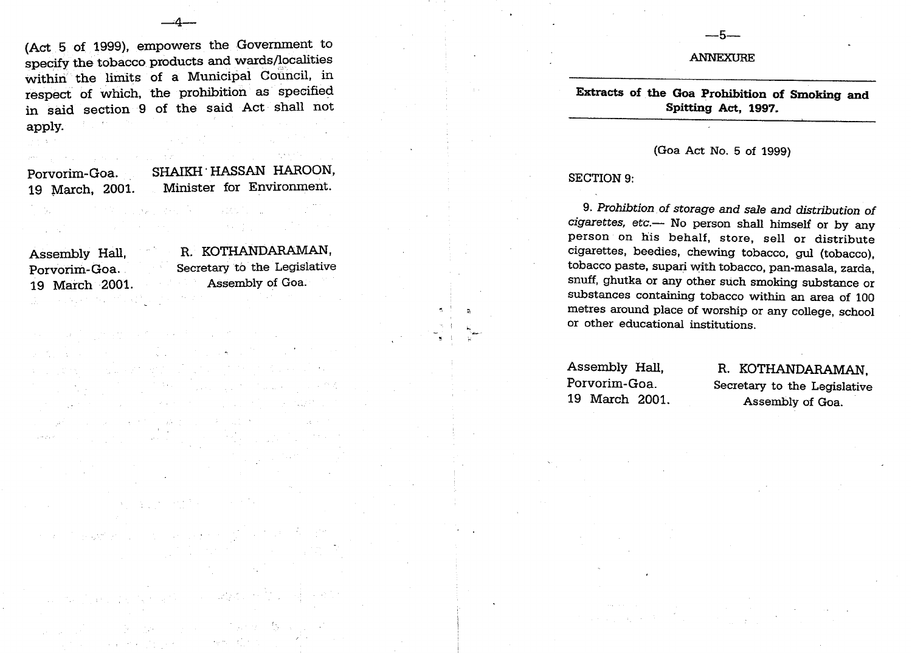(Act 5 of 1999), empowers the Government to specify the tobacco products and wards/localities within the limits of a Municipal Council, in respect of which, the prohibition as specified in said section 9 of the said Act shall not apply.

Porvorim-Goa.
19 March, 2001.

SHAIKH HASSAN HAROON,
Minister for Environment.

Assembly Hall,
Porvorim-Goa.
19 March 2001.

R. KOTHANDARAMAN,
Secretary to the Legislative Assembly of Goa.

## ANNEXURE

**Extracts of the Goa Prohibition of Smoking and Spitting Act, 1997.**

(Goa Act No. 5 of 1999)

SECTION 9:

9. *Prohibtion of storage and sale and distribution of cigarettes, etc.*— No person shall himself or by any person on his behalf, store, sell or distribute cigarettes, beedies, chewing tobacco, gul (tobacco), tobacco paste, supari with tobacco, pan-masala, zarda, snuff, ghutka or any other such smoking substance or substances containing tobacco within an area of 100 metres around place of worship or any college, school or other educational institutions.

Assembly Hall,
Porvorim-Goa.
19 March 2001.

R. KOTHANDARAMAN,
Secretary to the Legislative Assembly of Goa.